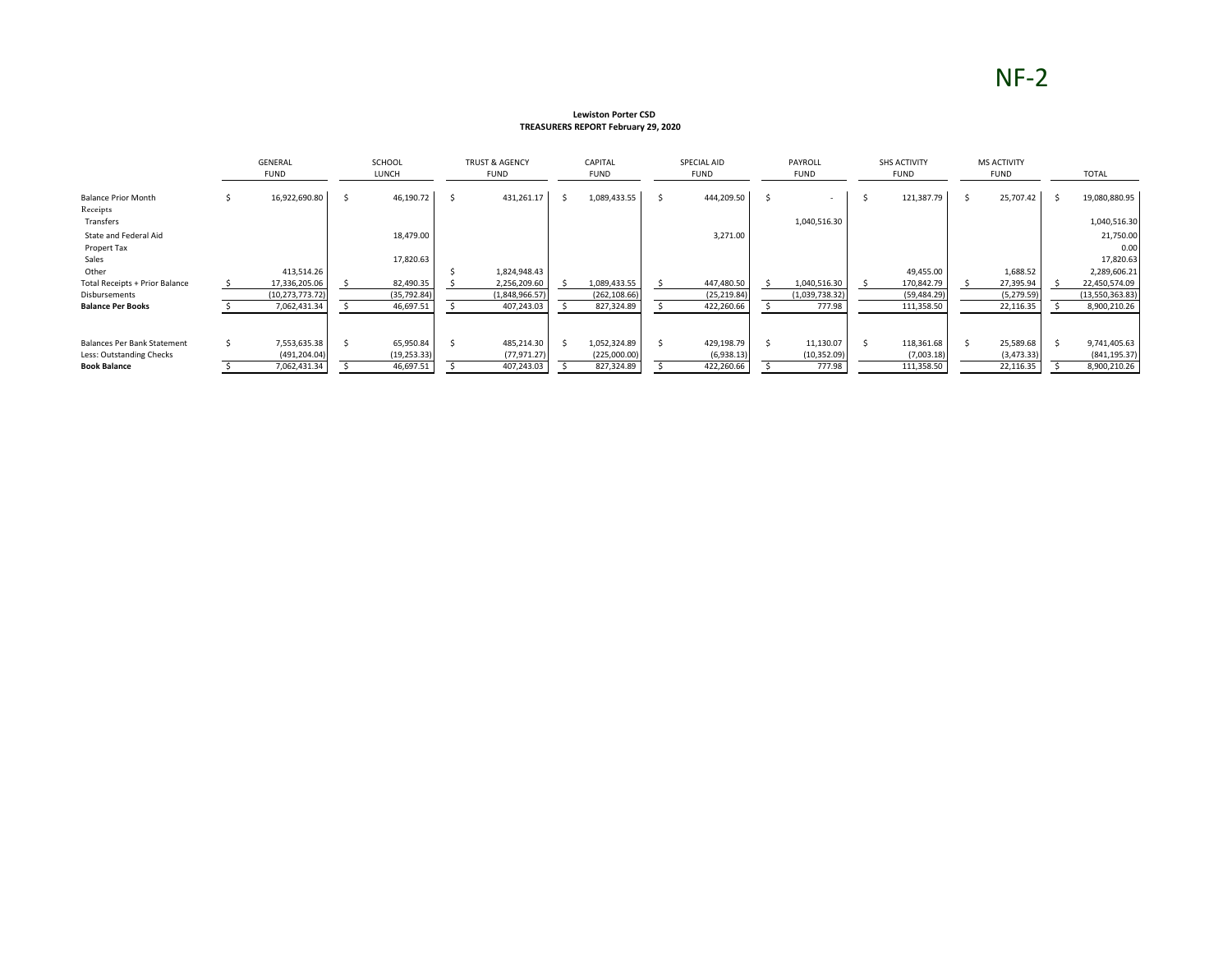NF-2

**Lewiston Porter CSD**
**TREASURERS REPORT February 29, 2020**

| | GENERAL FUND | SCHOOL LUNCH | TRUST & AGENCY FUND | CAPITAL FUND | SPECIAL AID FUND | PAYROLL FUND | SHS ACTIVITY FUND | MS ACTIVITY FUND | TOTAL |
|---|---|---|---|---|---|---|---|---|---|
| Balance Prior Month | $ 16,922,690.80 | $ 46,190.72 | $ 431,261.17 | $ 1,089,433.55 | $ 444,209.50 | $ - | $ 121,387.79 | $ 25,707.42 | $ 19,080,880.95 |
| Receipts | | | | | | | | | |
| Transfers | | | | | | 1,040,516.30 | | | 1,040,516.30 |
| State and Federal Aid | | 18,479.00 | | | 3,271.00 | | | | 21,750.00 |
| Propert Tax | | | | | | | | | 0.00 |
| Sales | | 17,820.63 | | | | | | | 17,820.63 |
| Other | 413,514.26 | | $ 1,824,948.43 | | | | 49,455.00 | 1,688.52 | 2,289,606.21 |
| Total Receipts + Prior Balance | $ 17,336,205.06 | $ 82,490.35 | $ 2,256,209.60 | $ 1,089,433.55 | $ 447,480.50 | $ 1,040,516.30 | $ 170,842.79 | $ 27,395.94 | $ 22,450,574.09 |
| Disbursements | (10,273,773.72) | (35,792.84) | (1,848,966.57) | (262,108.66) | (25,219.84) | (1,039,738.32) | (59,484.29) | (5,279.59) | (13,550,363.83) |
| **Balance Per Books** | $ 7,062,431.34 | $ 46,697.51 | $ 407,243.03 | $ 827,324.89 | $ 422,260.66 | $ 777.98 | 111,358.50 | 22,116.35 | $ 8,900,210.26 |
| | | | | | | | | | |
| Balances Per Bank Statement | $ 7,553,635.38 | $ 65,950.84 | $ 485,214.30 | $ 1,052,324.89 | $ 429,198.79 | $ 11,130.07 | $ 118,361.68 | $ 25,589.68 | $ 9,741,405.63 |
| Less: Outstanding Checks | (491,204.04) | (19,253.33) | (77,971.27) | (225,000.00) | (6,938.13) | (10,352.09) | (7,003.18) | (3,473.33) | (841,195.37) |
| **Book Balance** | $ 7,062,431.34 | $ 46,697.51 | $ 407,243.03 | $ 827,324.89 | $ 422,260.66 | $ 777.98 | 111,358.50 | 22,116.35 | $ 8,900,210.26 |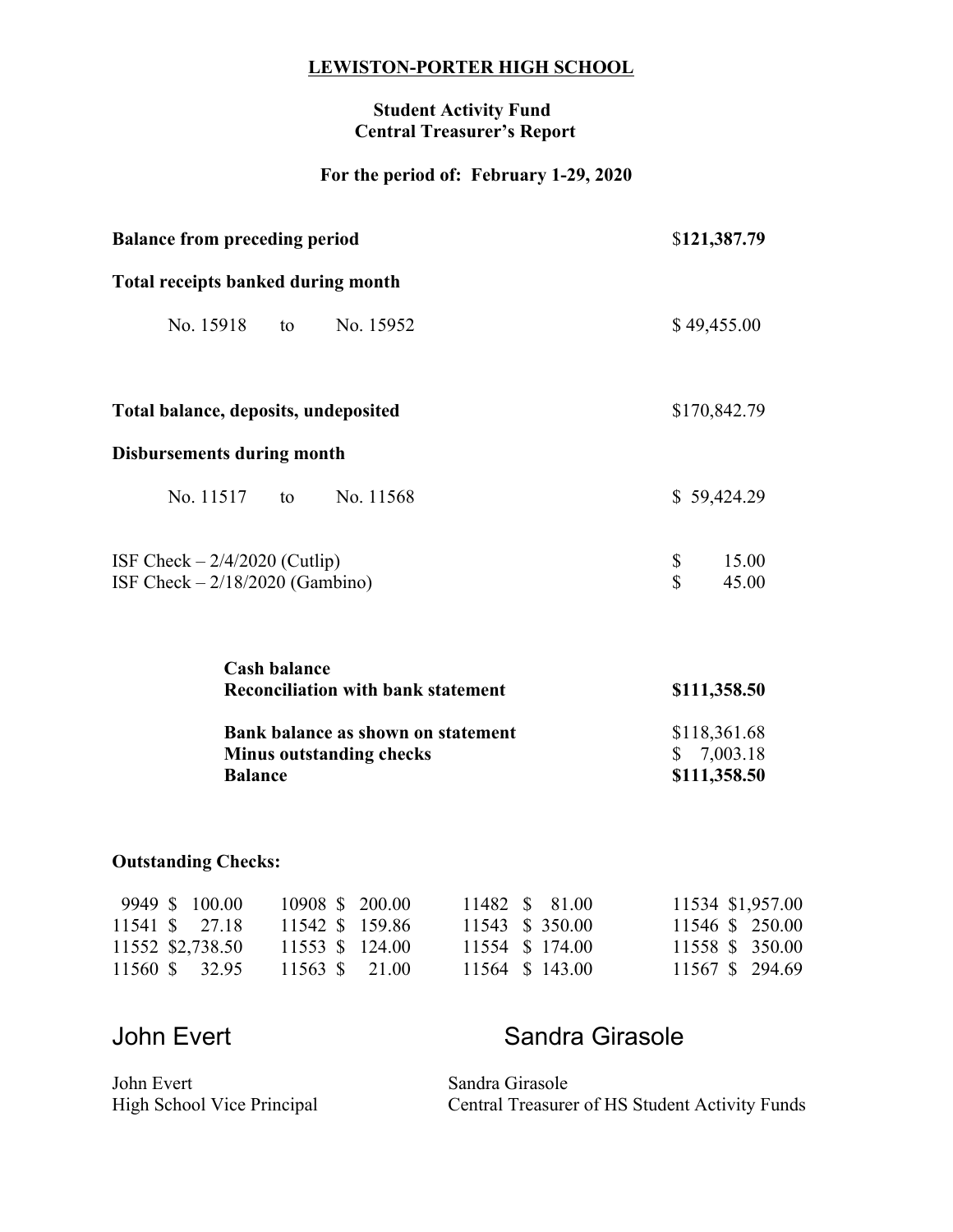**LEWISTON-PORTER HIGH SCHOOL**

**Student Activity Fund**
**Central Treasurer's Report**

**For the period of: February 1-29, 2020**

| | |
|---|---|
| **Balance from preceding period** | $**121,387.79** |
| **Total receipts banked during month** | |
| No. 15918 to No. 15952 | $ 49,455.00 |
| **Total balance, deposits, undeposited** | $170,842.79 |
| **Disbursements during month** | |
| No. 11517 to No. 11568 | $ 59,424.29 |
| ISF Check – 2/4/2020 (Cutlip) | $ 15.00 |
| ISF Check – 2/18/2020 (Gambino) | $ 45.00 |

| | |
|---|---|
| **Cash balance** | |
| **Reconciliation with bank statement** | **$111,358.50** |
| **Bank balance as shown on statement** | $118,361.68 |
| **Minus outstanding checks** | $ 7,003.18 |
| **Balance** | **$111,358.50** |

**Outstanding Checks:**

| | | | |
|---|---|---|---|
| 9949 $ 100.00 | 10908 $ 200.00 | 11482 $ 81.00 | 11534 $1,957.00 |
| 11541 $ 27.18 | 11542 $ 159.86 | 11543 $ 350.00 | 11546 $ 250.00 |
| 11552 $2,738.50 | 11553 $ 124.00 | 11554 $ 174.00 | 11558 $ 350.00 |
| 11560 $ 32.95 | 11563 $ 21.00 | 11564 $ 143.00 | 11567 $ 294.69 |

John Evert

John Evert
High School Vice Principal

Sandra Girasole

Sandra Girasole
Central Treasurer of HS Student Activity Funds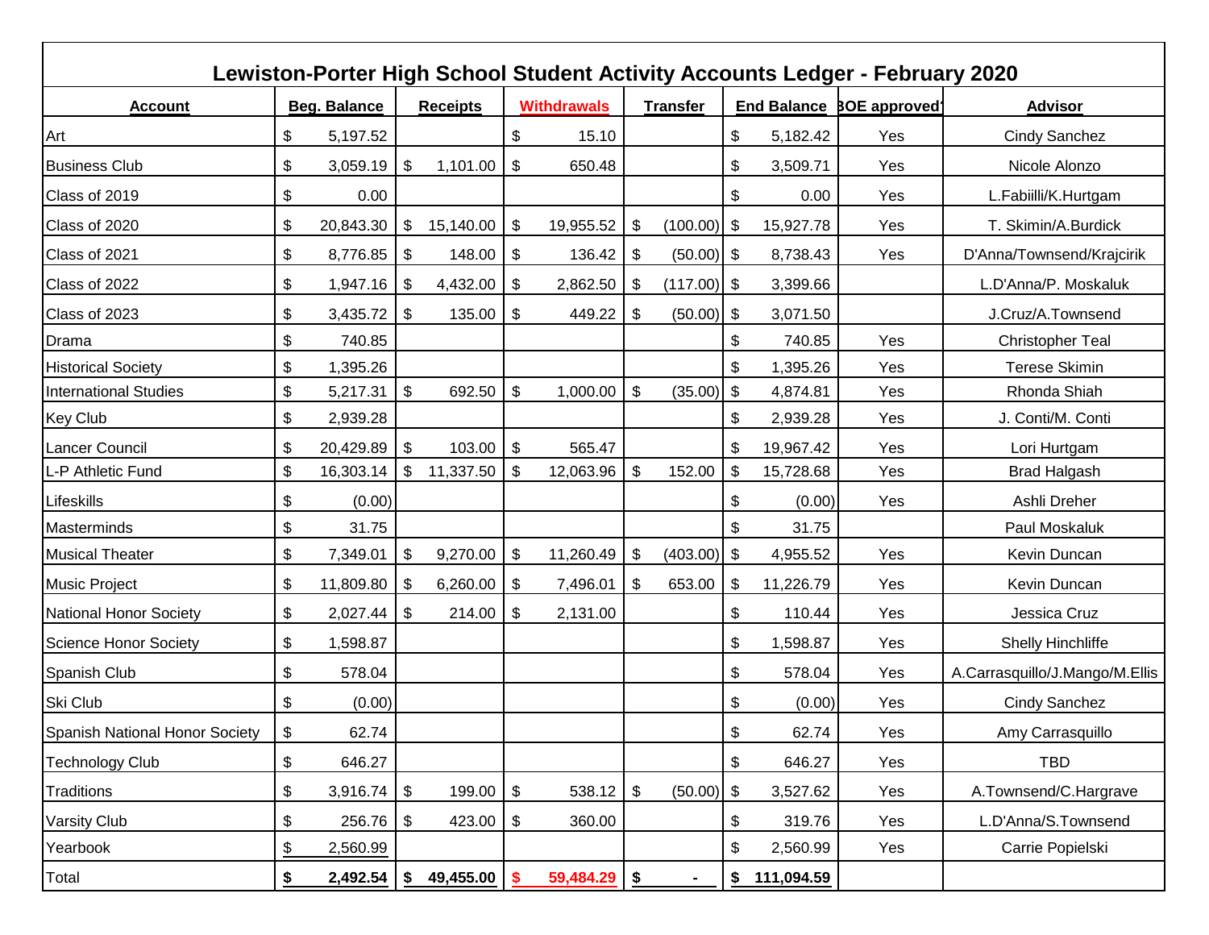## Lewiston-Porter High School Student Activity Accounts Ledger - February 2020

| Account | Beg. Balance | Receipts | Withdrawals | Transfer | End Balance | BOE approved? | Advisor |
|---|---|---|---|---|---|---|---|
| Art | $ 5,197.52 | | $ 15.10 | | $ 5,182.42 | Yes | Cindy Sanchez |
| Business Club | $ 3,059.19 | $ 1,101.00 | $ 650.48 | | $ 3,509.71 | Yes | Nicole Alonzo |
| Class of 2019 | $ 0.00 | | | | $ 0.00 | Yes | L.Fabiilli/K.Hurtgam |
| Class of 2020 | $ 20,843.30 | $ 15,140.00 | $ 19,955.52 | $ (100.00) | $ 15,927.78 | Yes | T. Skimin/A.Burdick |
| Class of 2021 | $ 8,776.85 | $ 148.00 | $ 136.42 | $ (50.00) | $ 8,738.43 | Yes | D'Anna/Townsend/Krajcirik |
| Class of 2022 | $ 1,947.16 | $ 4,432.00 | $ 2,862.50 | $ (117.00) | $ 3,399.66 | | L.D'Anna/P. Moskaluk |
| Class of 2023 | $ 3,435.72 | $ 135.00 | $ 449.22 | $ (50.00) | $ 3,071.50 | | J.Cruz/A.Townsend |
| Drama | $ 740.85 | | | | $ 740.85 | Yes | Christopher Teal |
| Historical Society | $ 1,395.26 | | | | $ 1,395.26 | Yes | Terese Skimin |
| International Studies | $ 5,217.31 | $ 692.50 | $ 1,000.00 | $ (35.00) | $ 4,874.81 | Yes | Rhonda Shiah |
| Key Club | $ 2,939.28 | | | | $ 2,939.28 | Yes | J. Conti/M. Conti |
| Lancer Council | $ 20,429.89 | $ 103.00 | $ 565.47 | | $ 19,967.42 | Yes | Lori Hurtgam |
| L-P Athletic Fund | $ 16,303.14 | $ 11,337.50 | $ 12,063.96 | $ 152.00 | $ 15,728.68 | Yes | Brad Halgash |
| Lifeskills | $ (0.00) | | | | $ (0.00) | Yes | Ashli Dreher |
| Masterminds | $ 31.75 | | | | $ 31.75 | | Paul Moskaluk |
| Musical Theater | $ 7,349.01 | $ 9,270.00 | $ 11,260.49 | $ (403.00) | $ 4,955.52 | Yes | Kevin Duncan |
| Music Project | $ 11,809.80 | $ 6,260.00 | $ 7,496.01 | $ 653.00 | $ 11,226.79 | Yes | Kevin Duncan |
| National Honor Society | $ 2,027.44 | $ 214.00 | $ 2,131.00 | | $ 110.44 | Yes | Jessica Cruz |
| Science Honor Society | $ 1,598.87 | | | | $ 1,598.87 | Yes | Shelly Hinchliffe |
| Spanish Club | $ 578.04 | | | | $ 578.04 | Yes | A.Carrasquillo/J.Mango/M.Ellis |
| Ski Club | $ (0.00) | | | | $ (0.00) | Yes | Cindy Sanchez |
| Spanish National Honor Society | $ 62.74 | | | | $ 62.74 | Yes | Amy Carrasquillo |
| Technology Club | $ 646.27 | | | | $ 646.27 | Yes | TBD |
| Traditions | $ 3,916.74 | $ 199.00 | $ 538.12 | $ (50.00) | $ 3,527.62 | Yes | A.Townsend/C.Hargrave |
| Varsity Club | $ 256.76 | $ 423.00 | $ 360.00 | | $ 319.76 | Yes | L.D'Anna/S.Townsend |
| Yearbook | $ 2,560.99 | | | | $ 2,560.99 | Yes | Carrie Popielski |
| Total | **$ 2,492.54** | **$ 49,455.00** | **$ 59,484.29** | **$ -** | **$ 111,094.59** | | |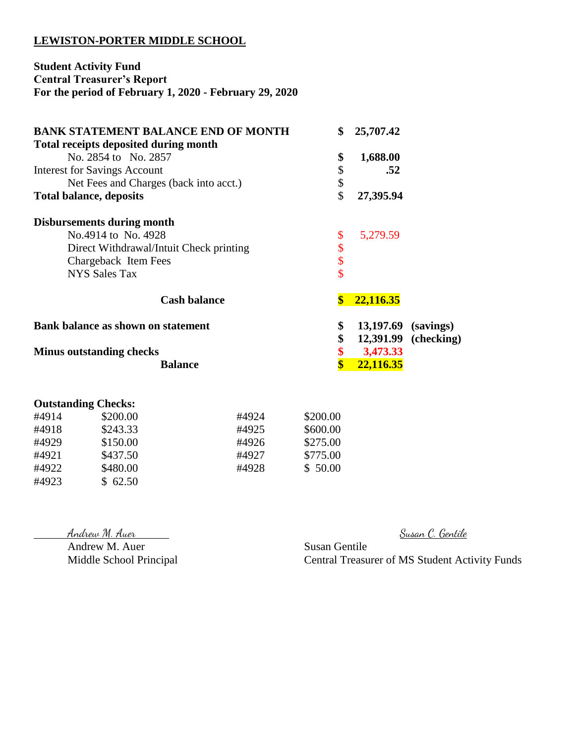**LEWISTON-PORTER MIDDLE SCHOOL**

**Student Activity Fund**
**Central Treasurer's Report**
**For the period of February 1, 2020 - February 29, 2020**

| | | |
|---|---|---|
| **BANK STATEMENT BALANCE END OF MONTH** | **$ 25,707.42** | |
| **Total receipts deposited during month** | | |
| No. 2854 to No. 2857 | **$ 1,688.00** | |
| Interest for Savings Account | $ **.52** | |
| Net Fees and Charges (back into acct.) | $ | |
| **Total balance, deposits** | $ **27,395.94** | |
| **Disbursements during month** | | |
| No.4914 to No. 4928 | $ 5,279.59 | |
| Direct Withdrawal/Intuit Check printing | $ | |
| Chargeback Item Fees | $ | |
| NYS Sales Tax | $ | |
| **Cash balance** | **$ 22,116.35** | |
| **Bank balance as shown on statement** | **$ 13,197.69** | **(savings)** |
| | **$ 12,391.99** | **(checking)** |
| **Minus outstanding checks** | **$ 3,473.33** | |
| **Balance** | **$ 22,116.35** | |

**Outstanding Checks:**

| | | | |
|---|---|---|---|
| #4914 | $200.00 | #4924 | $200.00 |
| #4918 | $243.33 | #4925 | $600.00 |
| #4929 | $150.00 | #4926 | $275.00 |
| #4921 | $437.50 | #4927 | $775.00 |
| #4922 | $480.00 | #4928 | $ 50.00 |
| #4923 | $ 62.50 | | |

*Andrew M. Auer*
Andrew M. Auer
Middle School Principal

*Susan C. Gentile*
Susan Gentile
Central Treasurer of MS Student Activity Funds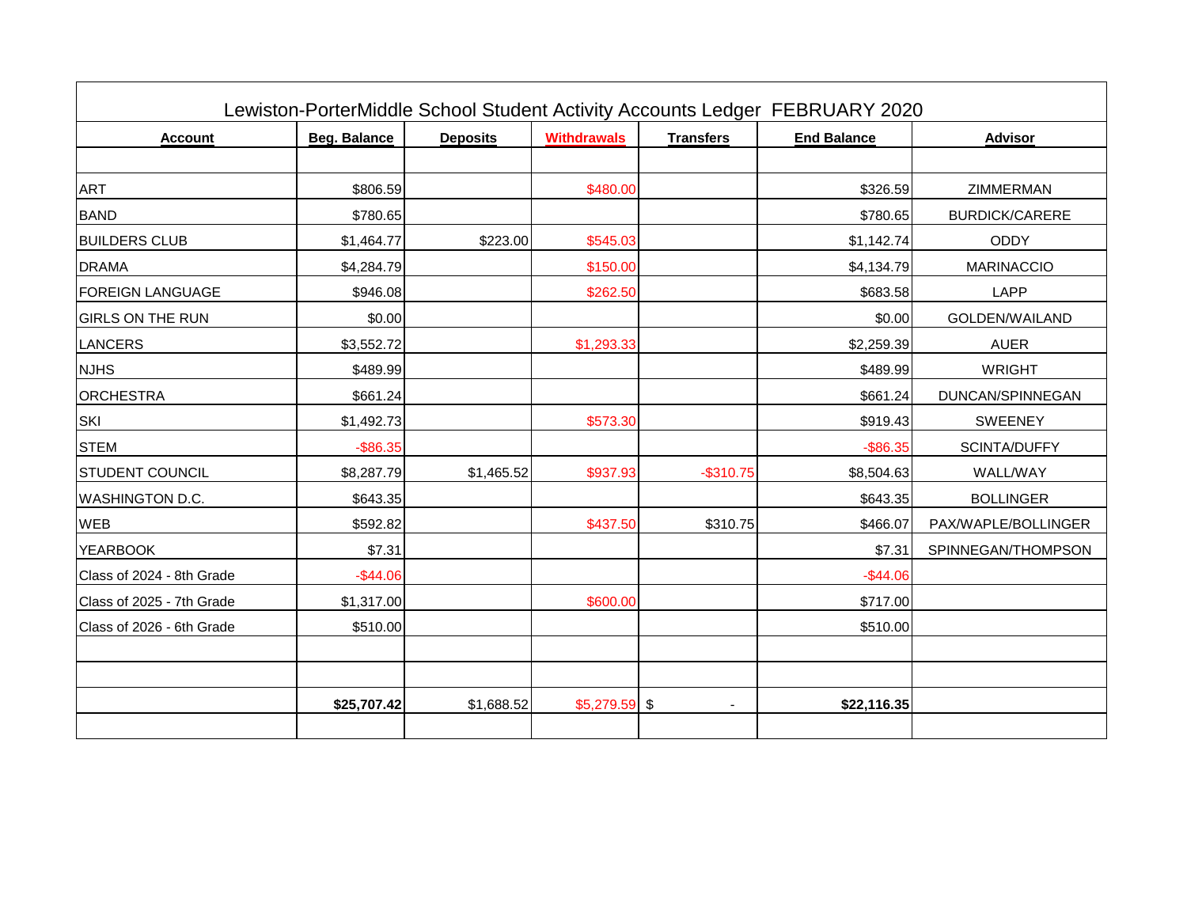## Lewiston-PorterMiddle School Student Activity Accounts Ledger FEBRUARY 2020

| Account | Beg. Balance | Deposits | Withdrawals | Transfers | End Balance | Advisor |
|---|---|---|---|---|---|---|
| | | | | | | |
| ART | $806.59 | | $480.00 | | $326.59 | ZIMMERMAN |
| BAND | $780.65 | | | | $780.65 | BURDICK/CARERE |
| BUILDERS CLUB | $1,464.77 | $223.00 | $545.03 | | $1,142.74 | ODDY |
| DRAMA | $4,284.79 | | $150.00 | | $4,134.79 | MARINACCIO |
| FOREIGN LANGUAGE | $946.08 | | $262.50 | | $683.58 | LAPP |
| GIRLS ON THE RUN | $0.00 | | | | $0.00 | GOLDEN/WAILAND |
| LANCERS | $3,552.72 | | $1,293.33 | | $2,259.39 | AUER |
| NJHS | $489.99 | | | | $489.99 | WRIGHT |
| ORCHESTRA | $661.24 | | | | $661.24 | DUNCAN/SPINNEGAN |
| SKI | $1,492.73 | | $573.30 | | $919.43 | SWEENEY |
| STEM | -$86.35 | | | | -$86.35 | SCINTA/DUFFY |
| STUDENT COUNCIL | $8,287.79 | $1,465.52 | $937.93 | -$310.75 | $8,504.63 | WALL/WAY |
| WASHINGTON D.C. | $643.35 | | | | $643.35 | BOLLINGER |
| WEB | $592.82 | | $437.50 | $310.75 | $466.07 | PAX/WAPLE/BOLLINGER |
| YEARBOOK | $7.31 | | | | $7.31 | SPINNEGAN/THOMPSON |
| Class of 2024 - 8th Grade | -$44.06 | | | | -$44.06 | |
| Class of 2025 - 7th Grade | $1,317.00 | | $600.00 | | $717.00 | |
| Class of 2026 - 6th Grade | $510.00 | | | | $510.00 | |
| | | | | | | |
| | | | | | | |
| | **$25,707.42** | $1,688.52 | $5,279.59 | $ - | **$22,116.35** | |
| | | | | | | |